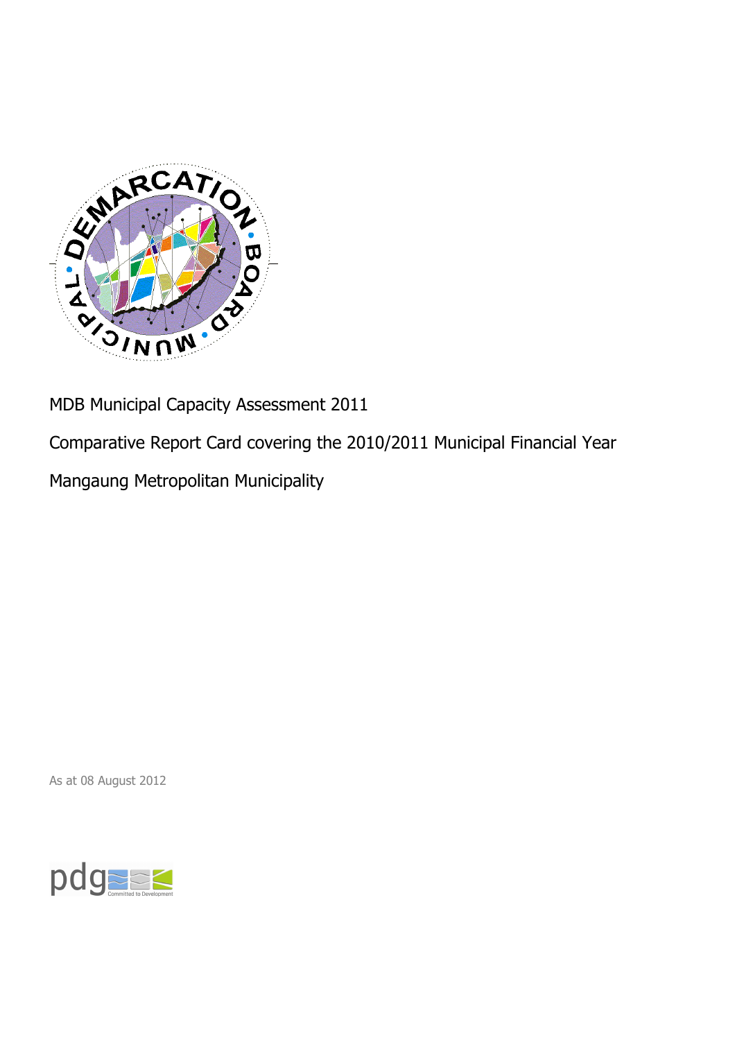MDB Municipal Capacity Assessment 2011

Comparative Report Card covering the 2010/2011 Municipal Financial Year

Mangaung Metropolitan Municipality

As at 08 August 2012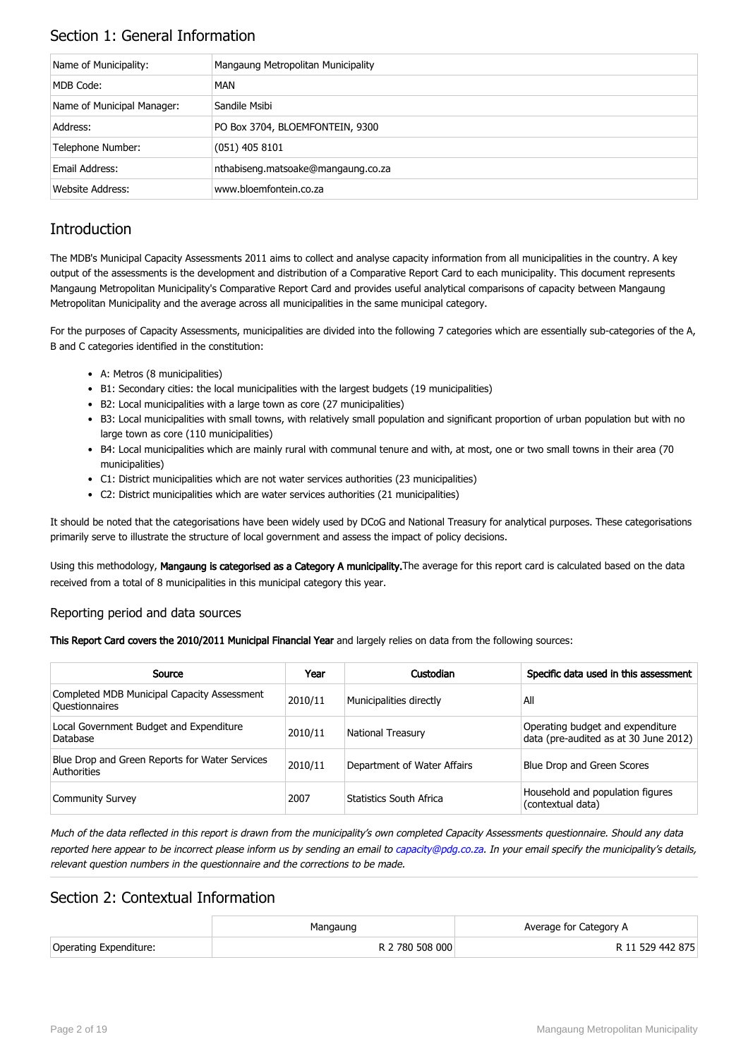## Section 1: General Information

| Name of Municipality: | Mangaung Metropolitan Municipality |
|---|---|
| MDB Code: | MAN |
| Name of Municipal Manager: | Sandile Msibi |
| Address: | PO Box 3704, BLOEMFONTEIN, 9300 |
| Telephone Number: | (051) 405 8101 |
| Email Address: | nthabiseng.matsoake@mangaung.co.za |
| Website Address: | www.bloemfontein.co.za |

## Introduction

The MDB's Municipal Capacity Assessments 2011 aims to collect and analyse capacity information from all municipalities in the country. A key output of the assessments is the development and distribution of a Comparative Report Card to each municipality. This document represents Mangaung Metropolitan Municipality's Comparative Report Card and provides useful analytical comparisons of capacity between Mangaung Metropolitan Municipality and the average across all municipalities in the same municipal category.

For the purposes of Capacity Assessments, municipalities are divided into the following 7 categories which are essentially sub-categories of the A, B and C categories identified in the constitution:

- A: Metros (8 municipalities)
- B1: Secondary cities: the local municipalities with the largest budgets (19 municipalities)
- B2: Local municipalities with a large town as core (27 municipalities)
- B3: Local municipalities with small towns, with relatively small population and significant proportion of urban population but with no large town as core (110 municipalities)
- B4: Local municipalities which are mainly rural with communal tenure and with, at most, one or two small towns in their area (70 municipalities)
- C1: District municipalities which are not water services authorities (23 municipalities)
- C2: District municipalities which are water services authorities (21 municipalities)

It should be noted that the categorisations have been widely used by DCoG and National Treasury for analytical purposes. These categorisations primarily serve to illustrate the structure of local government and assess the impact of policy decisions.

Using this methodology, **Mangaung is categorised as a Category A municipality.** The average for this report card is calculated based on the data received from a total of 8 municipalities in this municipal category this year.

### Reporting period and data sources

**This Report Card covers the 2010/2011 Municipal Financial Year** and largely relies on data from the following sources:

| Source | Year | Custodian | Specific data used in this assessment |
|---|---|---|---|
| Completed MDB Municipal Capacity Assessment Questionnaires | 2010/11 | Municipalities directly | All |
| Local Government Budget and Expenditure Database | 2010/11 | National Treasury | Operating budget and expenditure data (pre-audited as at 30 June 2012) |
| Blue Drop and Green Reports for Water Services Authorities | 2010/11 | Department of Water Affairs | Blue Drop and Green Scores |
| Community Survey | 2007 | Statistics South Africa | Household and population figures (contextual data) |

*Much of the data reflected in this report is drawn from the municipality's own completed Capacity Assessments questionnaire. Should any data reported here appear to be incorrect please inform us by sending an email to capacity@pdg.co.za. In your email specify the municipality's details, relevant question numbers in the questionnaire and the corrections to be made.*

## Section 2: Contextual Information

| | Mangaung | Average for Category A |
|---|---|---|
| Operating Expenditure: | R 2 780 508 000 | R 11 529 442 875 |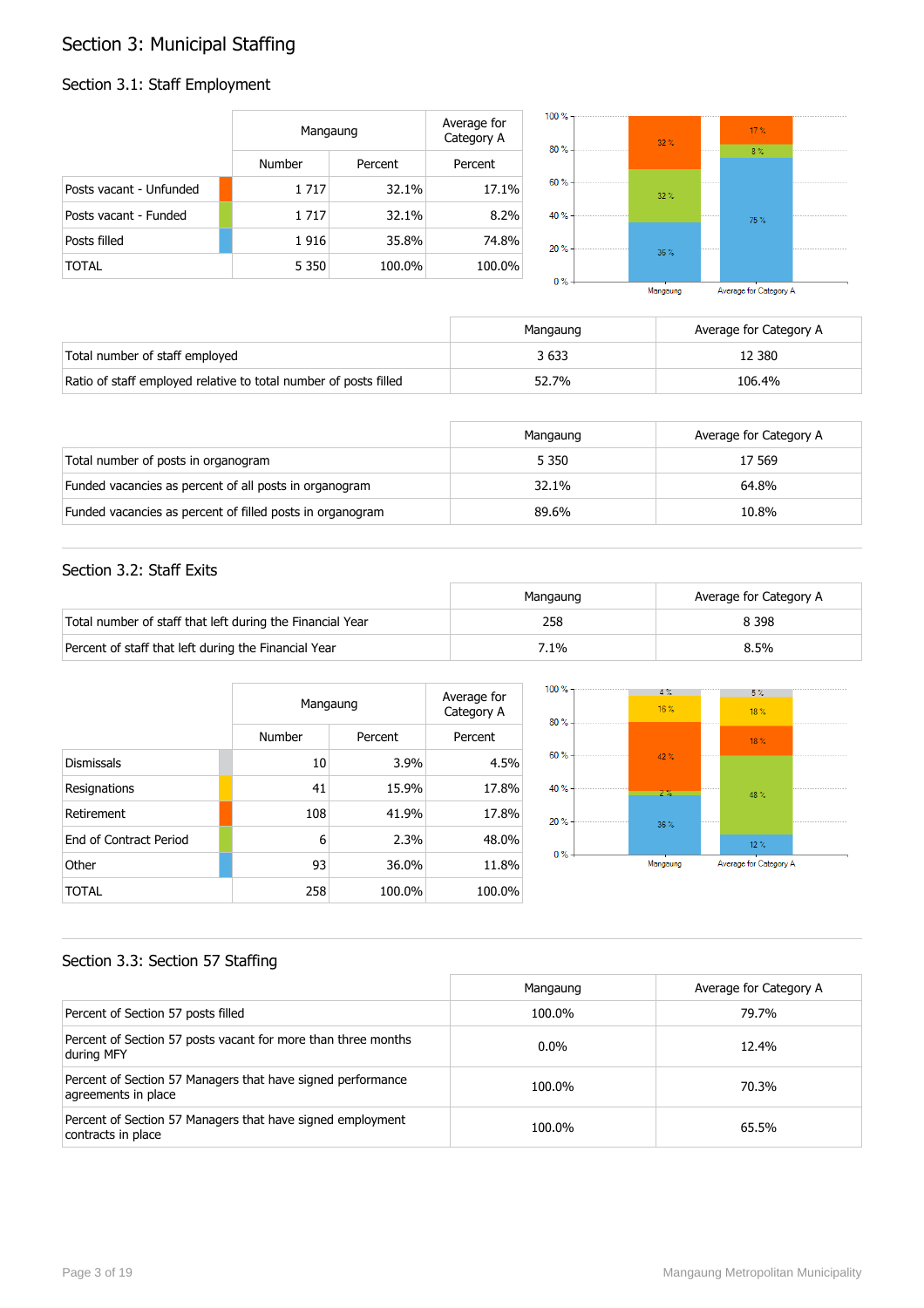# Section 3: Municipal Staffing

## Section 3.1: Staff Employment

| | Mangaung | | Average for Category A |
|---|---|---|---|
| | Number | Percent | Percent |
| Posts vacant - Unfunded | 1 717 | 32.1% | 17.1% |
| Posts vacant - Funded | 1 717 | 32.1% | 8.2% |
| Posts filled | 1 916 | 35.8% | 74.8% |
| TOTAL | 5 350 | 100.0% | 100.0% |

| | Mangaung | Average for Category A |
|---|---|---|
| Total number of staff employed | 3 633 | 12 380 |
| Ratio of staff employed relative to total number of posts filled | 52.7% | 106.4% |

| | Mangaung | Average for Category A |
|---|---|---|
| Total number of posts in organogram | 5 350 | 17 569 |
| Funded vacancies as percent of all posts in organogram | 32.1% | 64.8% |
| Funded vacancies as percent of filled posts in organogram | 89.6% | 10.8% |

## Section 3.2: Staff Exits

| | Mangaung | Average for Category A |
|---|---|---|
| Total number of staff that left during the Financial Year | 258 | 8 398 |
| Percent of staff that left during the Financial Year | 7.1% | 8.5% |

| | Mangaung | | Average for Category A |
|---|---|---|---|
| | Number | Percent | Percent |
| Dismissals | 10 | 3.9% | 4.5% |
| Resignations | 41 | 15.9% | 17.8% |
| Retirement | 108 | 41.9% | 17.8% |
| End of Contract Period | 6 | 2.3% | 48.0% |
| Other | 93 | 36.0% | 11.8% |
| TOTAL | 258 | 100.0% | 100.0% |

## Section 3.3: Section 57 Staffing

| | Mangaung | Average for Category A |
|---|---|---|
| Percent of Section 57 posts filled | 100.0% | 79.7% |
| Percent of Section 57 posts vacant for more than three months during MFY | 0.0% | 12.4% |
| Percent of Section 57 Managers that have signed performance agreements in place | 100.0% | 70.3% |
| Percent of Section 57 Managers that have signed employment contracts in place | 100.0% | 65.5% |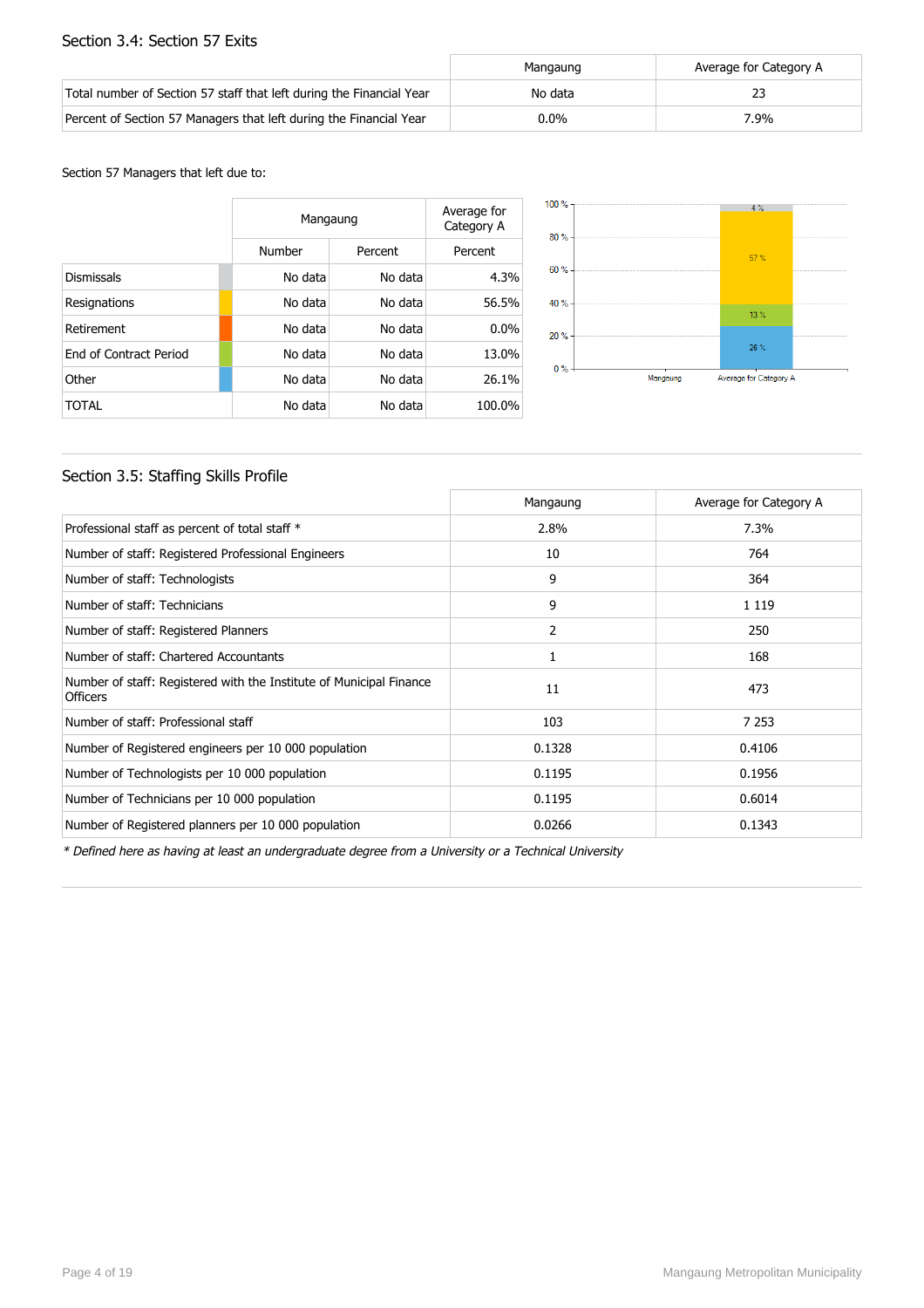## Section 3.4: Section 57 Exits

| | Mangaung | Average for Category A |
|---|---|---|
| Total number of Section 57 staff that left during the Financial Year | No data | 23 |
| Percent of Section 57 Managers that left during the Financial Year | 0.0% | 7.9% |

Section 57 Managers that left due to:

| | Mangaung | | Average for Category A |
|---|---|---|---|
| | Number | Percent | Percent |
| Dismissals | No data | No data | 4.3% |
| Resignations | No data | No data | 56.5% |
| Retirement | No data | No data | 0.0% |
| End of Contract Period | No data | No data | 13.0% |
| Other | No data | No data | 26.1% |
| TOTAL | No data | No data | 100.0% |

## Section 3.5: Staffing Skills Profile

| | Mangaung | Average for Category A |
|---|---|---|
| Professional staff as percent of total staff * | 2.8% | 7.3% |
| Number of staff: Registered Professional Engineers | 10 | 764 |
| Number of staff: Technologists | 9 | 364 |
| Number of staff: Technicians | 9 | 1 119 |
| Number of staff: Registered Planners | 2 | 250 |
| Number of staff: Chartered Accountants | 1 | 168 |
| Number of staff: Registered with the Institute of Municipal Finance Officers | 11 | 473 |
| Number of staff: Professional staff | 103 | 7 253 |
| Number of Registered engineers per 10 000 population | 0.1328 | 0.4106 |
| Number of Technologists per 10 000 population | 0.1195 | 0.1956 |
| Number of Technicians per 10 000 population | 0.1195 | 0.6014 |
| Number of Registered planners per 10 000 population | 0.0266 | 0.1343 |

*\* Defined here as having at least an undergraduate degree from a University or a Technical University*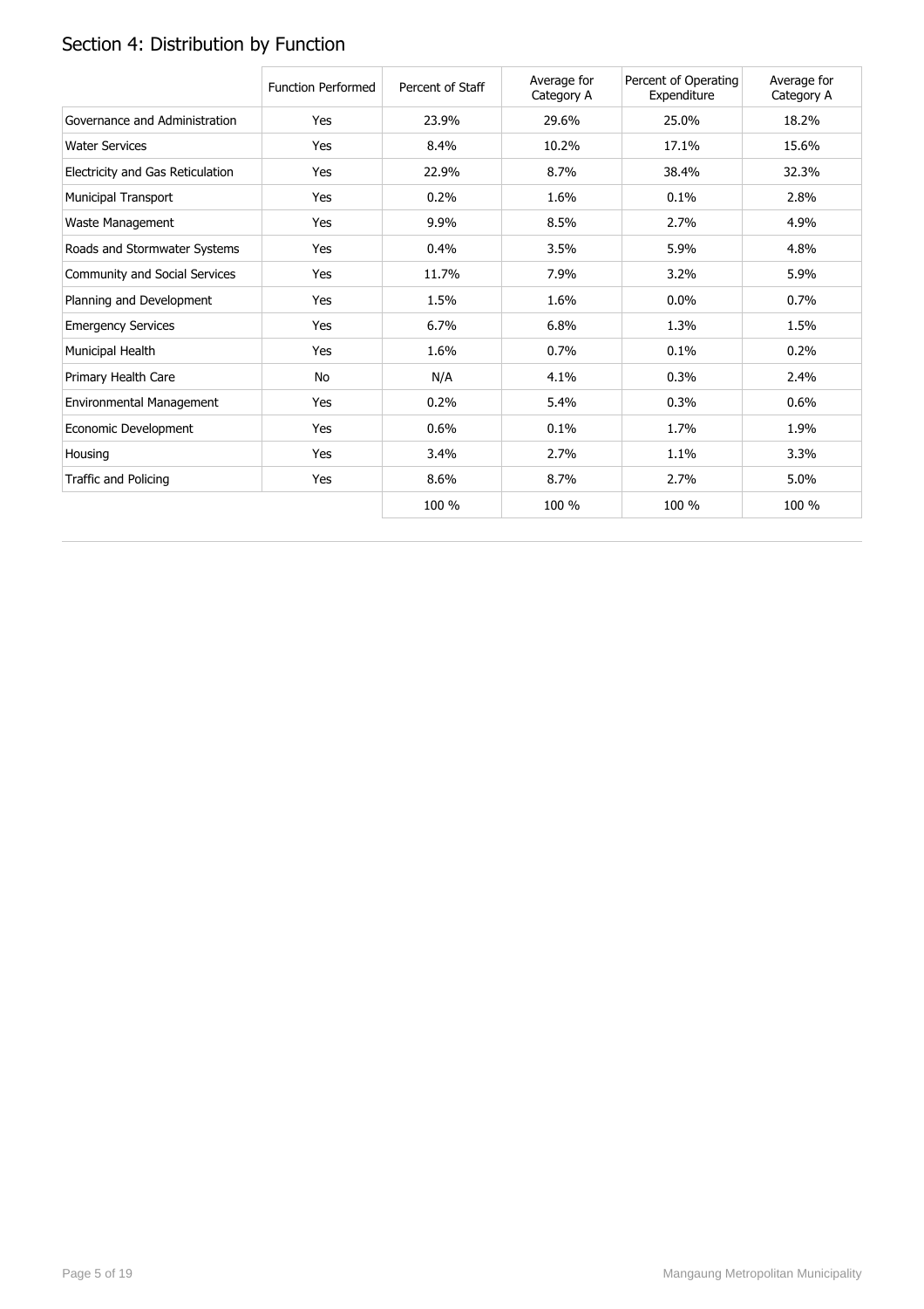## Section 4: Distribution by Function

| | Function Performed | Percent of Staff | Average for Category A | Percent of Operating Expenditure | Average for Category A |
|---|---|---|---|---|---|
| Governance and Administration | Yes | 23.9% | 29.6% | 25.0% | 18.2% |
| Water Services | Yes | 8.4% | 10.2% | 17.1% | 15.6% |
| Electricity and Gas Reticulation | Yes | 22.9% | 8.7% | 38.4% | 32.3% |
| Municipal Transport | Yes | 0.2% | 1.6% | 0.1% | 2.8% |
| Waste Management | Yes | 9.9% | 8.5% | 2.7% | 4.9% |
| Roads and Stormwater Systems | Yes | 0.4% | 3.5% | 5.9% | 4.8% |
| Community and Social Services | Yes | 11.7% | 7.9% | 3.2% | 5.9% |
| Planning and Development | Yes | 1.5% | 1.6% | 0.0% | 0.7% |
| Emergency Services | Yes | 6.7% | 6.8% | 1.3% | 1.5% |
| Municipal Health | Yes | 1.6% | 0.7% | 0.1% | 0.2% |
| Primary Health Care | No | N/A | 4.1% | 0.3% | 2.4% |
| Environmental Management | Yes | 0.2% | 5.4% | 0.3% | 0.6% |
| Economic Development | Yes | 0.6% | 0.1% | 1.7% | 1.9% |
| Housing | Yes | 3.4% | 2.7% | 1.1% | 3.3% |
| Traffic and Policing | Yes | 8.6% | 8.7% | 2.7% | 5.0% |
| | | 100 % | 100 % | 100 % | 100 % |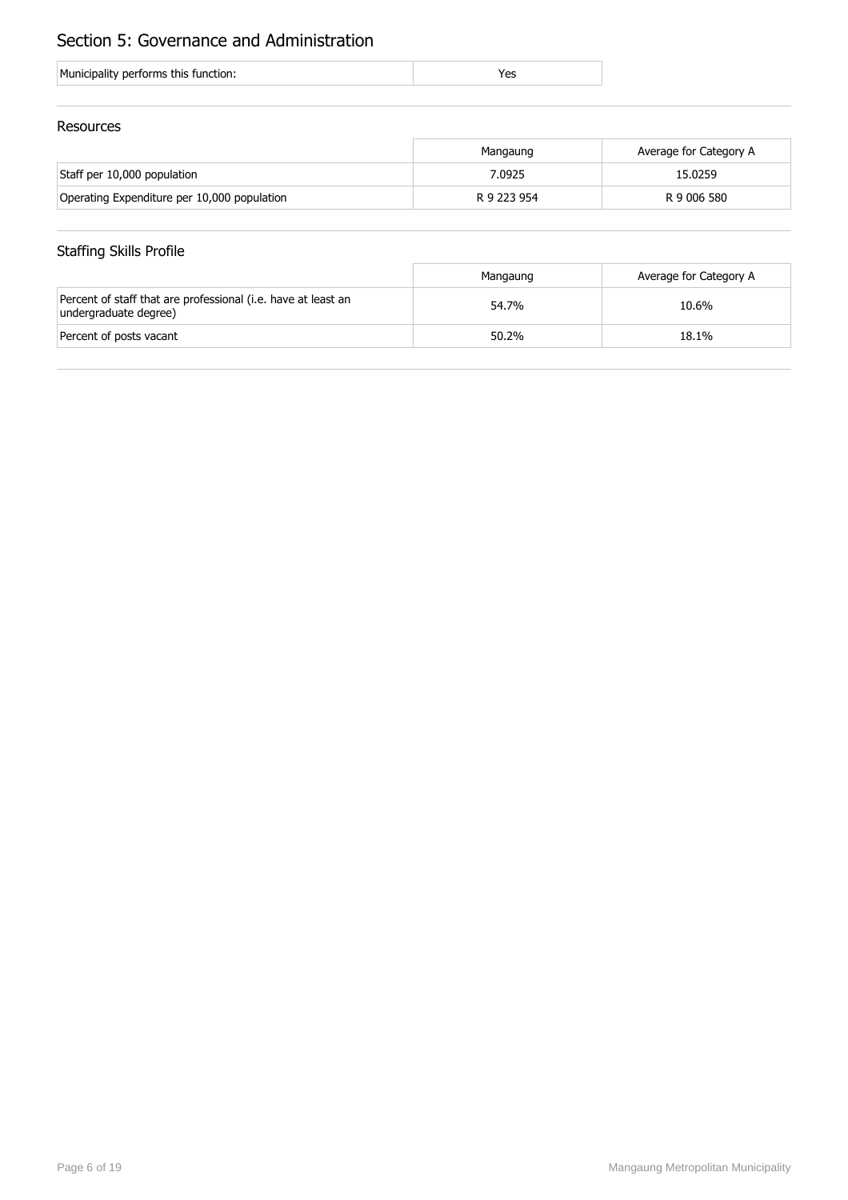# Section 5: Governance and Administration

| Municipality performs this function: | Yes |
|---|---|

## Resources

| | Mangaung | Average for Category A |
|---|---|---|
| Staff per 10,000 population | 7.0925 | 15.0259 |
| Operating Expenditure per 10,000 population | R 9 223 954 | R 9 006 580 |

## Staffing Skills Profile

| | Mangaung | Average for Category A |
|---|---|---|
| Percent of staff that are professional (i.e. have at least an undergraduate degree) | 54.7% | 10.6% |
| Percent of posts vacant | 50.2% | 18.1% |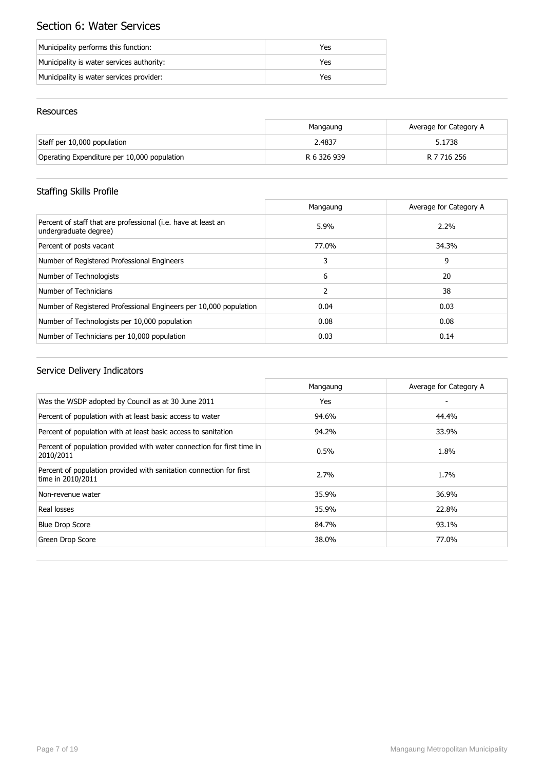## Section 6: Water Services

| | |
|---|---|
| Municipality performs this function: | Yes |
| Municipality is water services authority: | Yes |
| Municipality is water services provider: | Yes |

### Resources

| | Mangaung | Average for Category A |
|---|---|---|
| Staff per 10,000 population | 2.4837 | 5.1738 |
| Operating Expenditure per 10,000 population | R 6 326 939 | R 7 716 256 |

### Staffing Skills Profile

| | Mangaung | Average for Category A |
|---|---|---|
| Percent of staff that are professional (i.e. have at least an undergraduate degree) | 5.9% | 2.2% |
| Percent of posts vacant | 77.0% | 34.3% |
| Number of Registered Professional Engineers | 3 | 9 |
| Number of Technologists | 6 | 20 |
| Number of Technicians | 2 | 38 |
| Number of Registered Professional Engineers per 10,000 population | 0.04 | 0.03 |
| Number of Technologists per 10,000 population | 0.08 | 0.08 |
| Number of Technicians per 10,000 population | 0.03 | 0.14 |

### Service Delivery Indicators

| | Mangaung | Average for Category A |
|---|---|---|
| Was the WSDP adopted by Council as at 30 June 2011 | Yes | - |
| Percent of population with at least basic access to water | 94.6% | 44.4% |
| Percent of population with at least basic access to sanitation | 94.2% | 33.9% |
| Percent of population provided with water connection for first time in 2010/2011 | 0.5% | 1.8% |
| Percent of population provided with sanitation connection for first time in 2010/2011 | 2.7% | 1.7% |
| Non-revenue water | 35.9% | 36.9% |
| Real losses | 35.9% | 22.8% |
| Blue Drop Score | 84.7% | 93.1% |
| Green Drop Score | 38.0% | 77.0% |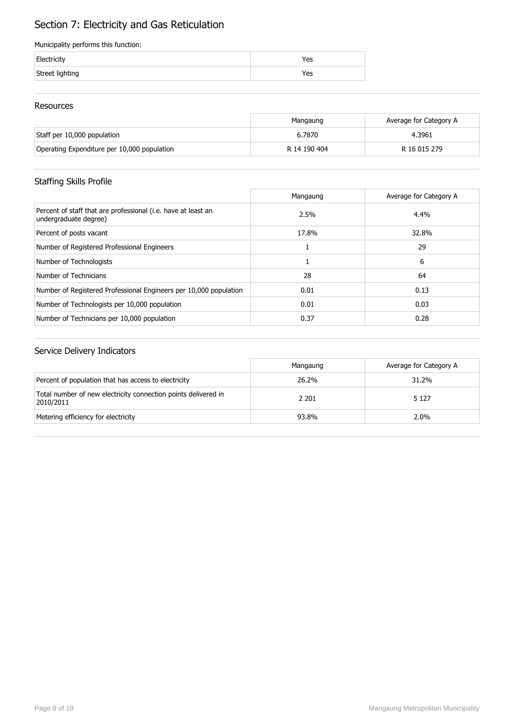# Section 7: Electricity and Gas Reticulation

Municipality performs this function:

| | |
|---|---|
| Electricity | Yes |
| Street lighting | Yes |

## Resources

| | Mangaung | Average for Category A |
|---|---|---|
| Staff per 10,000 population | 6.7870 | 4.3961 |
| Operating Expenditure per 10,000 population | R 14 190 404 | R 16 015 279 |

## Staffing Skills Profile

| | Mangaung | Average for Category A |
|---|---|---|
| Percent of staff that are professional (i.e. have at least an undergraduate degree) | 2.5% | 4.4% |
| Percent of posts vacant | 17.8% | 32.8% |
| Number of Registered Professional Engineers | 1 | 29 |
| Number of Technologists | 1 | 6 |
| Number of Technicians | 28 | 64 |
| Number of Registered Professional Engineers per 10,000 population | 0.01 | 0.13 |
| Number of Technologists per 10,000 population | 0.01 | 0.03 |
| Number of Technicians per 10,000 population | 0.37 | 0.28 |

## Service Delivery Indicators

| | Mangaung | Average for Category A |
|---|---|---|
| Percent of population that has access to electricity | 26.2% | 31.2% |
| Total number of new electricity connection points delivered in 2010/2011 | 2 201 | 5 127 |
| Metering efficiency for electricity | 93.8% | 2.0% |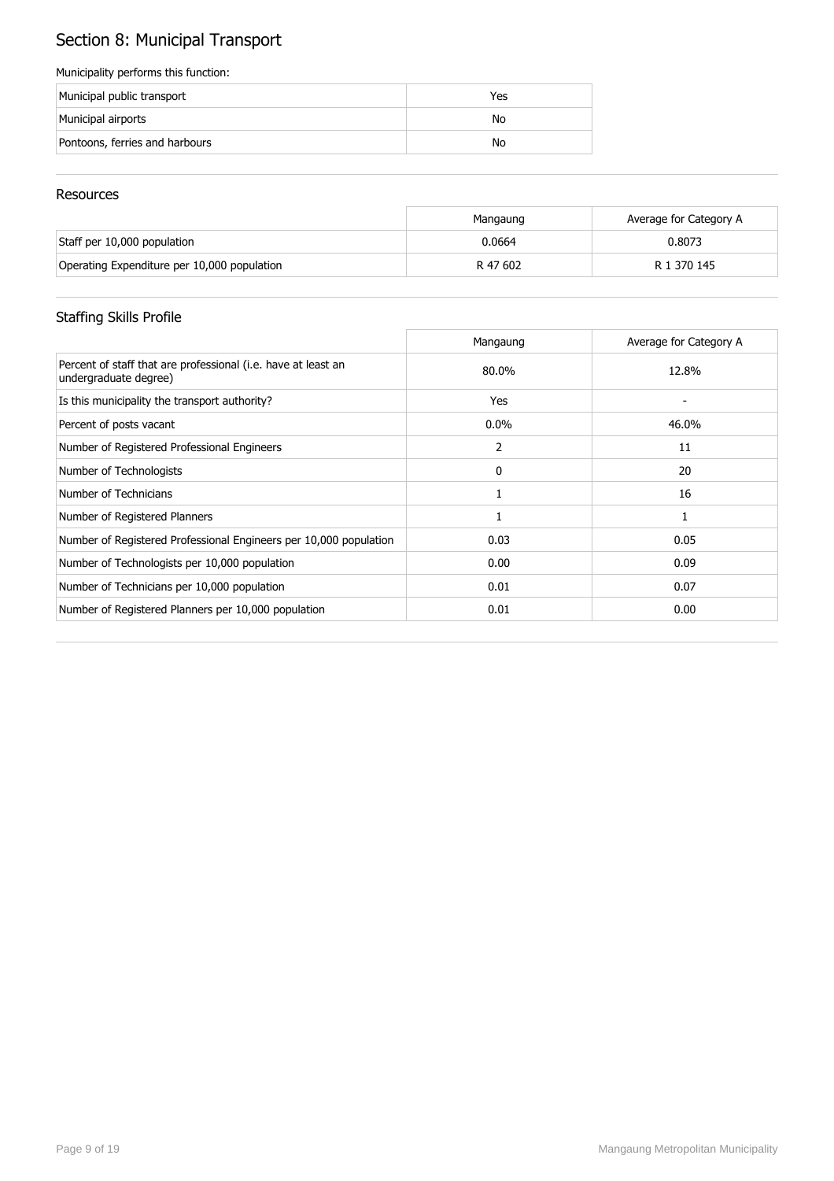# Section 8: Municipal Transport

Municipality performs this function:

| | |
|---|---|
| Municipal public transport | Yes |
| Municipal airports | No |
| Pontoons, ferries and harbours | No |

## Resources

| | Mangaung | Average for Category A |
|---|---|---|
| Staff per 10,000 population | 0.0664 | 0.8073 |
| Operating Expenditure per 10,000 population | R 47 602 | R 1 370 145 |

## Staffing Skills Profile

| | Mangaung | Average for Category A |
|---|---|---|
| Percent of staff that are professional (i.e. have at least an undergraduate degree) | 80.0% | 12.8% |
| Is this municipality the transport authority? | Yes | - |
| Percent of posts vacant | 0.0% | 46.0% |
| Number of Registered Professional Engineers | 2 | 11 |
| Number of Technologists | 0 | 20 |
| Number of Technicians | 1 | 16 |
| Number of Registered Planners | 1 | 1 |
| Number of Registered Professional Engineers per 10,000 population | 0.03 | 0.05 |
| Number of Technologists per 10,000 population | 0.00 | 0.09 |
| Number of Technicians per 10,000 population | 0.01 | 0.07 |
| Number of Registered Planners per 10,000 population | 0.01 | 0.00 |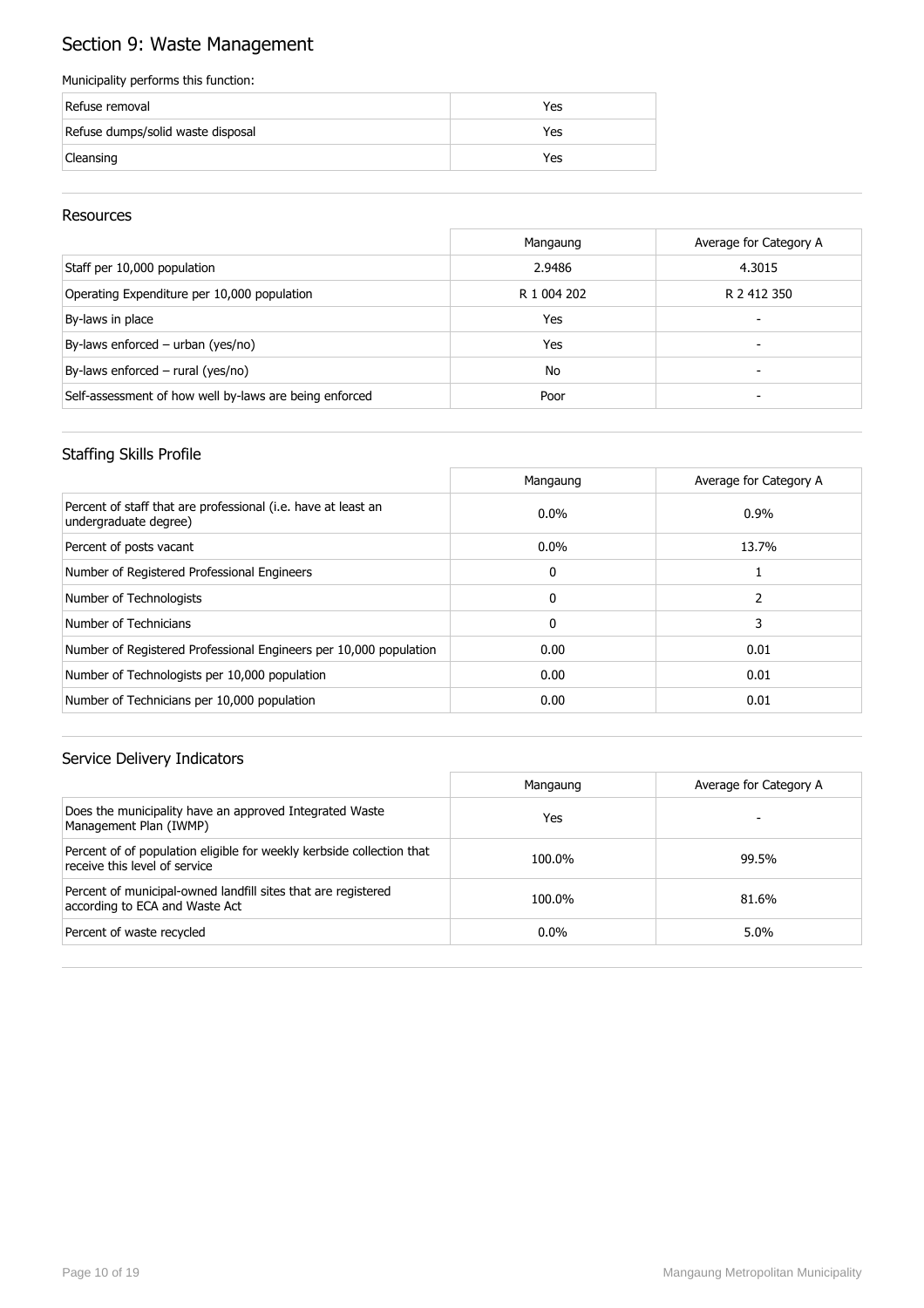# Section 9: Waste Management

Municipality performs this function:

| | |
|---|---|
| Refuse removal | Yes |
| Refuse dumps/solid waste disposal | Yes |
| Cleansing | Yes |

## Resources

| | Mangaung | Average for Category A |
|---|---|---|
| Staff per 10,000 population | 2.9486 | 4.3015 |
| Operating Expenditure per 10,000 population | R 1 004 202 | R 2 412 350 |
| By-laws in place | Yes | - |
| By-laws enforced – urban (yes/no) | Yes | - |
| By-laws enforced – rural (yes/no) | No | - |
| Self-assessment of how well by-laws are being enforced | Poor | - |

## Staffing Skills Profile

| | Mangaung | Average for Category A |
|---|---|---|
| Percent of staff that are professional (i.e. have at least an undergraduate degree) | 0.0% | 0.9% |
| Percent of posts vacant | 0.0% | 13.7% |
| Number of Registered Professional Engineers | 0 | 1 |
| Number of Technologists | 0 | 2 |
| Number of Technicians | 0 | 3 |
| Number of Registered Professional Engineers per 10,000 population | 0.00 | 0.01 |
| Number of Technologists per 10,000 population | 0.00 | 0.01 |
| Number of Technicians per 10,000 population | 0.00 | 0.01 |

## Service Delivery Indicators

| | Mangaung | Average for Category A |
|---|---|---|
| Does the municipality have an approved Integrated Waste Management Plan (IWMP) | Yes | - |
| Percent of of population eligible for weekly kerbside collection that receive this level of service | 100.0% | 99.5% |
| Percent of municipal-owned landfill sites that are registered according to ECA and Waste Act | 100.0% | 81.6% |
| Percent of waste recycled | 0.0% | 5.0% |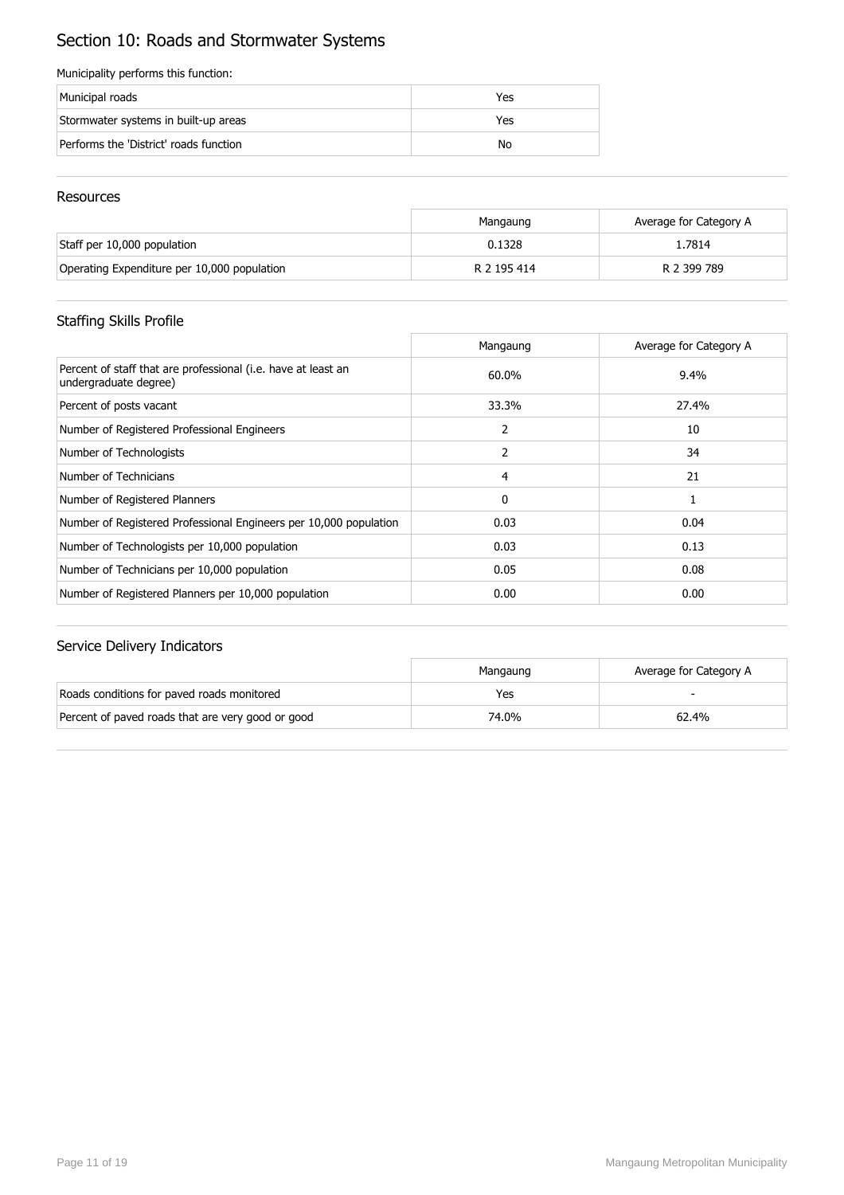# Section 10: Roads and Stormwater Systems

Municipality performs this function:

| | |
|---|---|
| Municipal roads | Yes |
| Stormwater systems in built-up areas | Yes |
| Performs the 'District' roads function | No |

## Resources

| | Mangaung | Average for Category A |
|---|---|---|
| Staff per 10,000 population | 0.1328 | 1.7814 |
| Operating Expenditure per 10,000 population | R 2 195 414 | R 2 399 789 |

## Staffing Skills Profile

| | Mangaung | Average for Category A |
|---|---|---|
| Percent of staff that are professional (i.e. have at least an undergraduate degree) | 60.0% | 9.4% |
| Percent of posts vacant | 33.3% | 27.4% |
| Number of Registered Professional Engineers | 2 | 10 |
| Number of Technologists | 2 | 34 |
| Number of Technicians | 4 | 21 |
| Number of Registered Planners | 0 | 1 |
| Number of Registered Professional Engineers per 10,000 population | 0.03 | 0.04 |
| Number of Technologists per 10,000 population | 0.03 | 0.13 |
| Number of Technicians per 10,000 population | 0.05 | 0.08 |
| Number of Registered Planners per 10,000 population | 0.00 | 0.00 |

## Service Delivery Indicators

| | Mangaung | Average for Category A |
|---|---|---|
| Roads conditions for paved roads monitored | Yes | - |
| Percent of paved roads that are very good or good | 74.0% | 62.4% |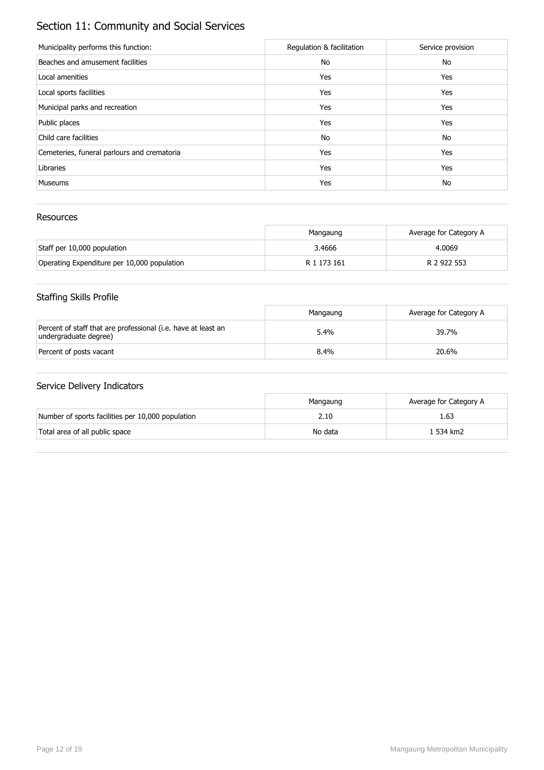# Section 11: Community and Social Services

| Municipality performs this function: | Regulation & facilitation | Service provision |
|---|---|---|
| Beaches and amusement facilities | No | No |
| Local amenities | Yes | Yes |
| Local sports facilities | Yes | Yes |
| Municipal parks and recreation | Yes | Yes |
| Public places | Yes | Yes |
| Child care facilities | No | No |
| Cemeteries, funeral parlours and crematoria | Yes | Yes |
| Libraries | Yes | Yes |
| Museums | Yes | No |

## Resources

| | Mangaung | Average for Category A |
|---|---|---|
| Staff per 10,000 population | 3.4666 | 4.0069 |
| Operating Expenditure per 10,000 population | R 1 173 161 | R 2 922 553 |

## Staffing Skills Profile

| | Mangaung | Average for Category A |
|---|---|---|
| Percent of staff that are professional (i.e. have at least an undergraduate degree) | 5.4% | 39.7% |
| Percent of posts vacant | 8.4% | 20.6% |

## Service Delivery Indicators

| | Mangaung | Average for Category A |
|---|---|---|
| Number of sports facilities per 10,000 population | 2.10 | 1.63 |
| Total area of all public space | No data | 1 534 km2 |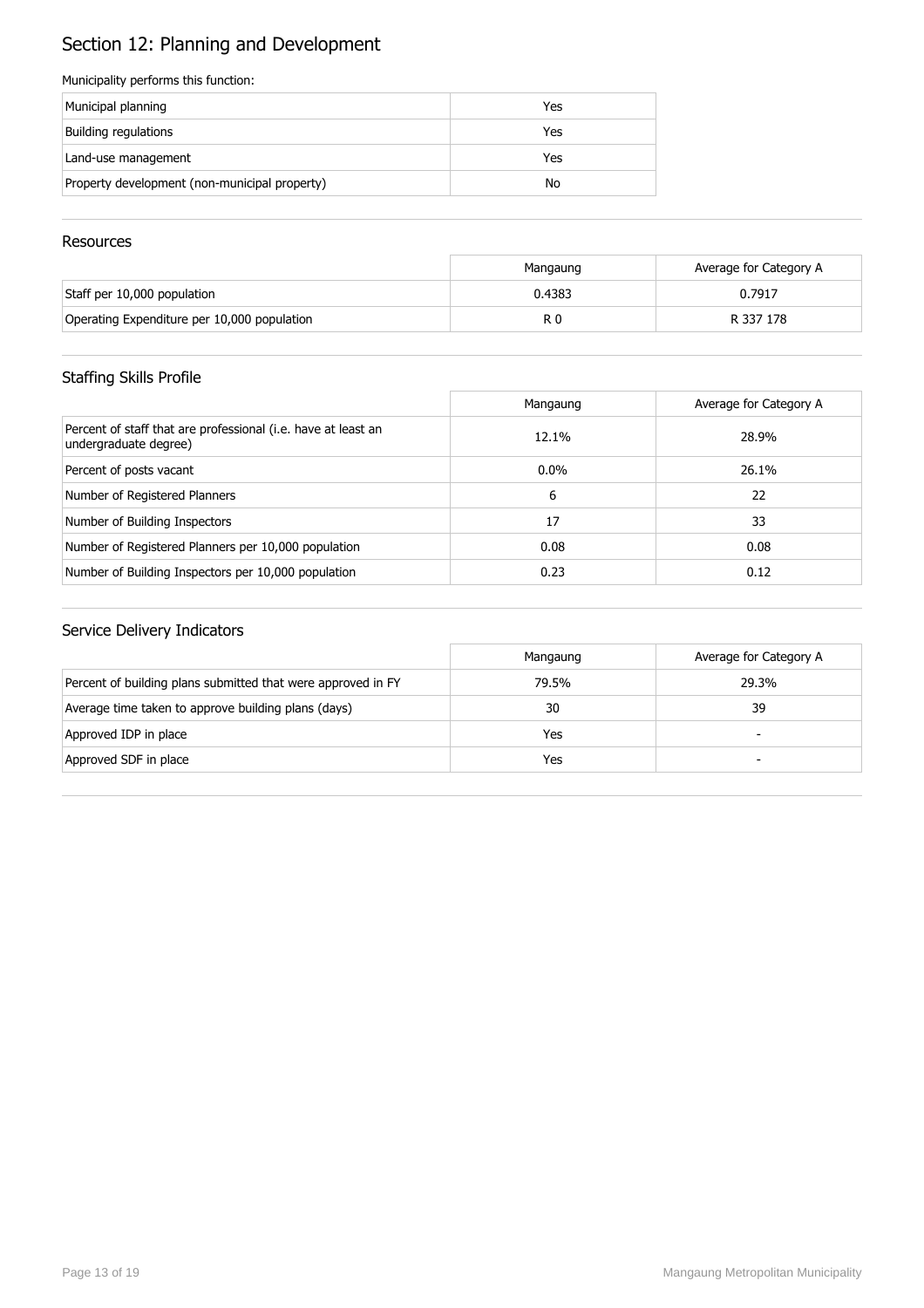# Section 12: Planning and Development

Municipality performs this function:

| | |
|---|---|
| Municipal planning | Yes |
| Building regulations | Yes |
| Land-use management | Yes |
| Property development (non-municipal property) | No |

## Resources

| | Mangaung | Average for Category A |
|---|---|---|
| Staff per 10,000 population | 0.4383 | 0.7917 |
| Operating Expenditure per 10,000 population | R 0 | R 337 178 |

## Staffing Skills Profile

| | Mangaung | Average for Category A |
|---|---|---|
| Percent of staff that are professional (i.e. have at least an undergraduate degree) | 12.1% | 28.9% |
| Percent of posts vacant | 0.0% | 26.1% |
| Number of Registered Planners | 6 | 22 |
| Number of Building Inspectors | 17 | 33 |
| Number of Registered Planners per 10,000 population | 0.08 | 0.08 |
| Number of Building Inspectors per 10,000 population | 0.23 | 0.12 |

## Service Delivery Indicators

| | Mangaung | Average for Category A |
|---|---|---|
| Percent of building plans submitted that were approved in FY | 79.5% | 29.3% |
| Average time taken to approve building plans (days) | 30 | 39 |
| Approved IDP in place | Yes | - |
| Approved SDF in place | Yes | - |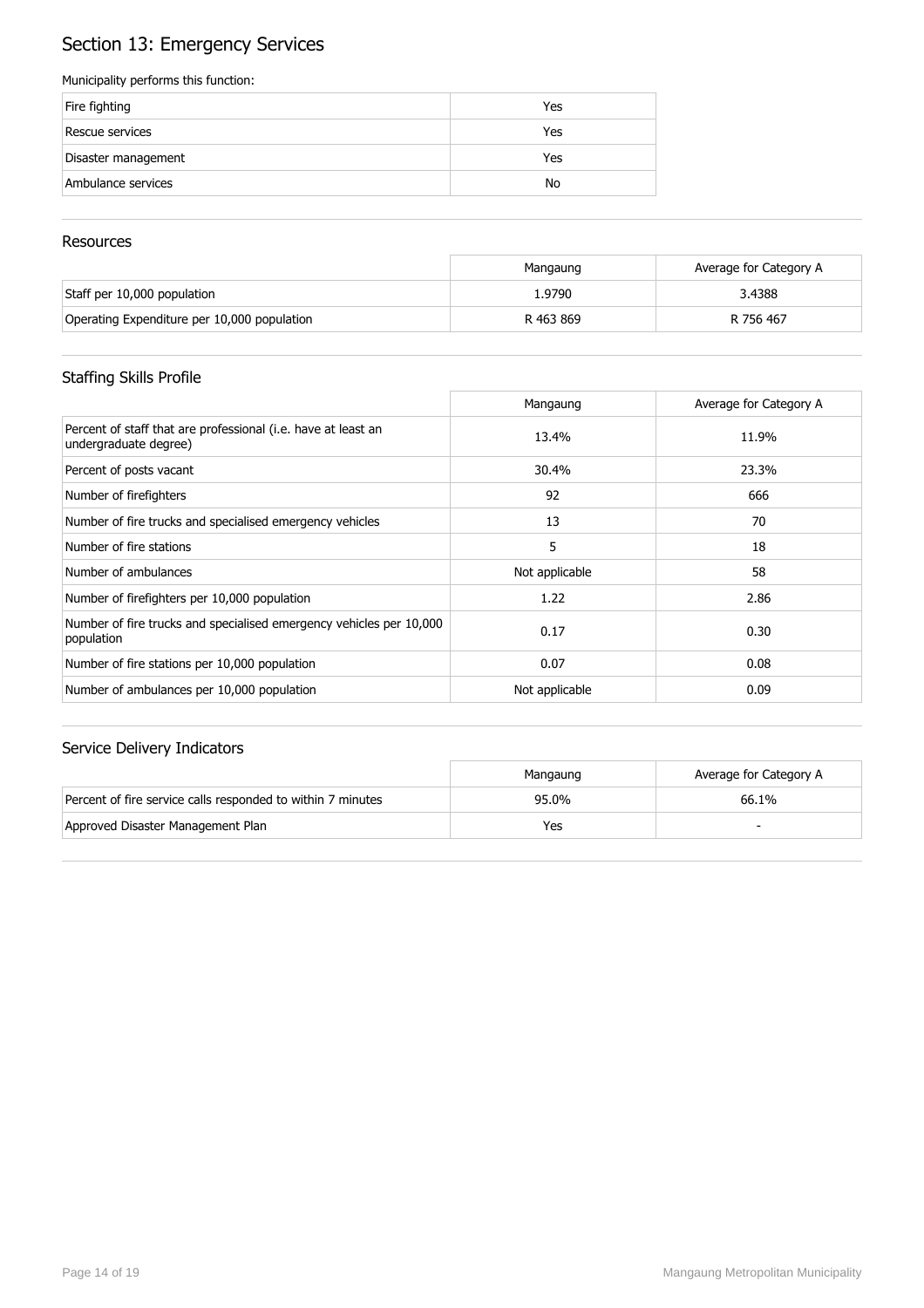# Section 13: Emergency Services

Municipality performs this function:

| | |
|---|---|
| Fire fighting | Yes |
| Rescue services | Yes |
| Disaster management | Yes |
| Ambulance services | No |

## Resources

| | Mangaung | Average for Category A |
|---|---|---|
| Staff per 10,000 population | 1.9790 | 3.4388 |
| Operating Expenditure per 10,000 population | R 463 869 | R 756 467 |

## Staffing Skills Profile

| | Mangaung | Average for Category A |
|---|---|---|
| Percent of staff that are professional (i.e. have at least an undergraduate degree) | 13.4% | 11.9% |
| Percent of posts vacant | 30.4% | 23.3% |
| Number of firefighters | 92 | 666 |
| Number of fire trucks and specialised emergency vehicles | 13 | 70 |
| Number of fire stations | 5 | 18 |
| Number of ambulances | Not applicable | 58 |
| Number of firefighters per 10,000 population | 1.22 | 2.86 |
| Number of fire trucks and specialised emergency vehicles per 10,000 population | 0.17 | 0.30 |
| Number of fire stations per 10,000 population | 0.07 | 0.08 |
| Number of ambulances per 10,000 population | Not applicable | 0.09 |

## Service Delivery Indicators

| | Mangaung | Average for Category A |
|---|---|---|
| Percent of fire service calls responded to within 7 minutes | 95.0% | 66.1% |
| Approved Disaster Management Plan | Yes | - |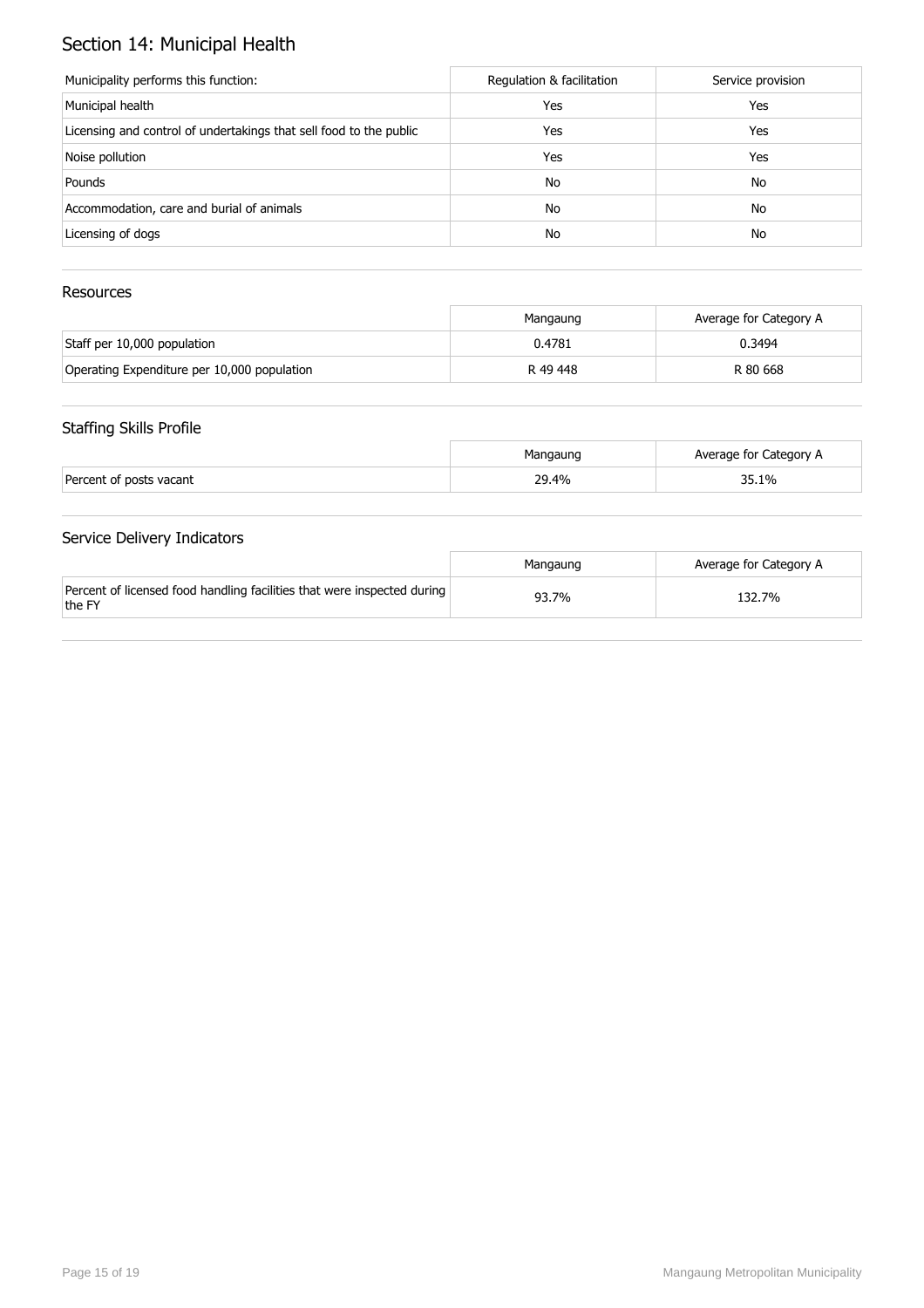# Section 14: Municipal Health

| Municipality performs this function: | Regulation & facilitation | Service provision |
| --- | --- | --- |
| Municipal health | Yes | Yes |
| Licensing and control of undertakings that sell food to the public | Yes | Yes |
| Noise pollution | Yes | Yes |
| Pounds | No | No |
| Accommodation, care and burial of animals | No | No |
| Licensing of dogs | No | No |

## Resources

| | Mangaung | Average for Category A |
| --- | --- | --- |
| Staff per 10,000 population | 0.4781 | 0.3494 |
| Operating Expenditure per 10,000 population | R 49 448 | R 80 668 |

## Staffing Skills Profile

| | Mangaung | Average for Category A |
| --- | --- | --- |
| Percent of posts vacant | 29.4% | 35.1% |

## Service Delivery Indicators

| | Mangaung | Average for Category A |
| --- | --- | --- |
| Percent of licensed food handling facilities that were inspected during the FY | 93.7% | 132.7% |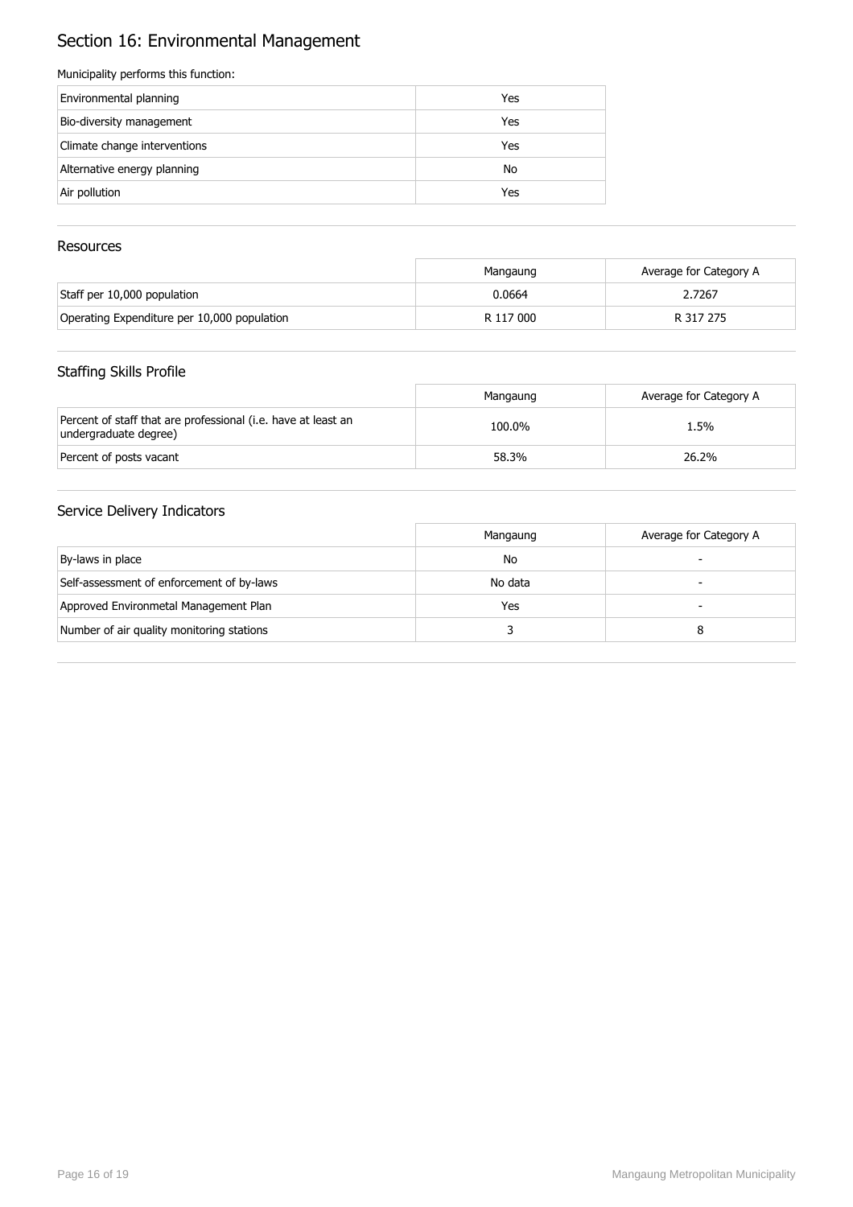# Section 16: Environmental Management

Municipality performs this function:

| | |
|---|---|
| Environmental planning | Yes |
| Bio-diversity management | Yes |
| Climate change interventions | Yes |
| Alternative energy planning | No |
| Air pollution | Yes |

## Resources

| | Mangaung | Average for Category A |
|---|---|---|
| Staff per 10,000 population | 0.0664 | 2.7267 |
| Operating Expenditure per 10,000 population | R 117 000 | R 317 275 |

## Staffing Skills Profile

| | Mangaung | Average for Category A |
|---|---|---|
| Percent of staff that are professional (i.e. have at least an undergraduate degree) | 100.0% | 1.5% |
| Percent of posts vacant | 58.3% | 26.2% |

## Service Delivery Indicators

| | Mangaung | Average for Category A |
|---|---|---|
| By-laws in place | No | - |
| Self-assessment of enforcement of by-laws | No data | - |
| Approved Environmetal Management Plan | Yes | - |
| Number of air quality monitoring stations | 3 | 8 |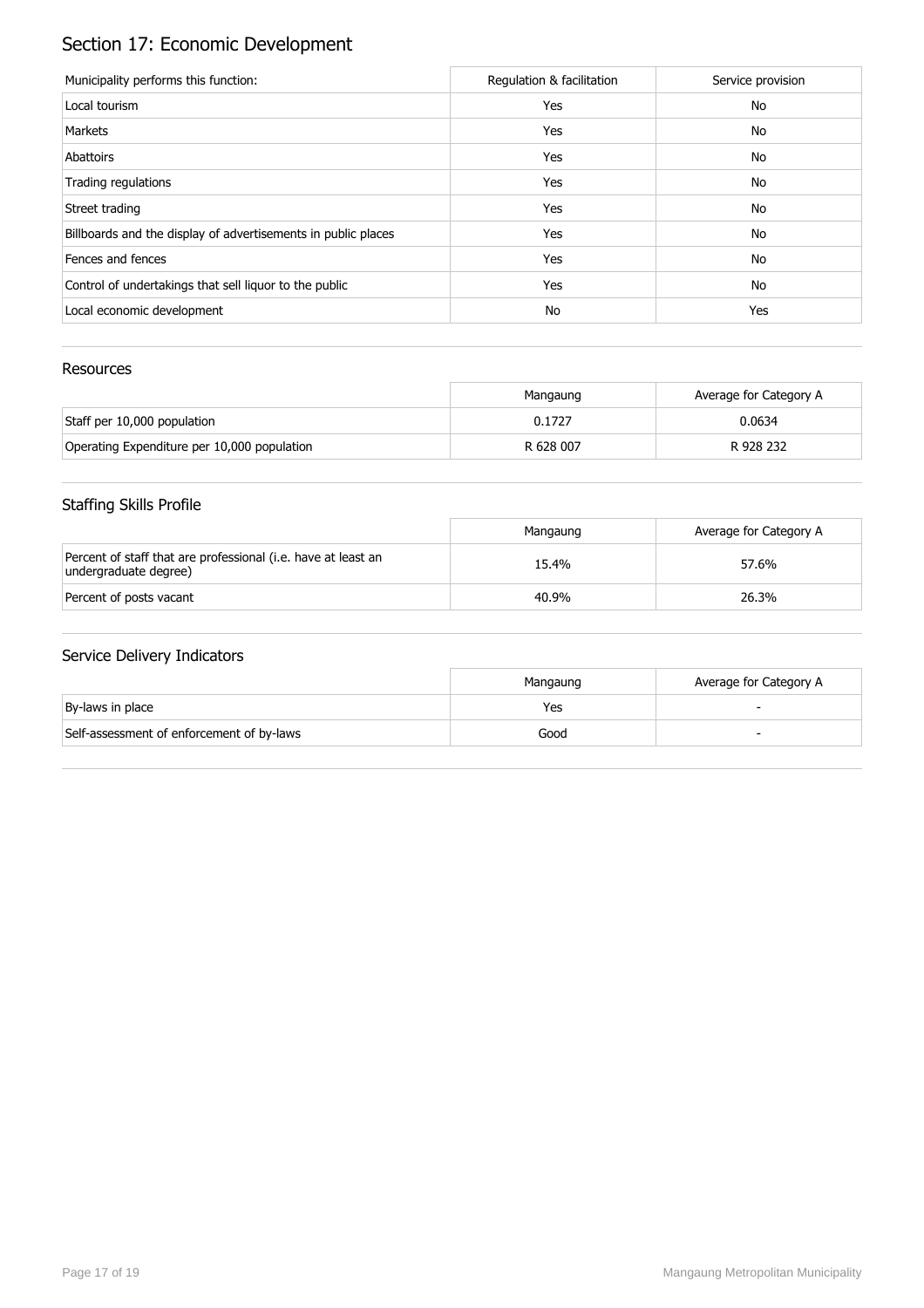# Section 17: Economic Development

| Municipality performs this function: | Regulation & facilitation | Service provision |
|---|---|---|
| Local tourism | Yes | No |
| Markets | Yes | No |
| Abattoirs | Yes | No |
| Trading regulations | Yes | No |
| Street trading | Yes | No |
| Billboards and the display of advertisements in public places | Yes | No |
| Fences and fences | Yes | No |
| Control of undertakings that sell liquor to the public | Yes | No |
| Local economic development | No | Yes |

## Resources

| | Mangaung | Average for Category A |
|---|---|---|
| Staff per 10,000 population | 0.1727 | 0.0634 |
| Operating Expenditure per 10,000 population | R 628 007 | R 928 232 |

## Staffing Skills Profile

| | Mangaung | Average for Category A |
|---|---|---|
| Percent of staff that are professional (i.e. have at least an undergraduate degree) | 15.4% | 57.6% |
| Percent of posts vacant | 40.9% | 26.3% |

## Service Delivery Indicators

| | Mangaung | Average for Category A |
|---|---|---|
| By-laws in place | Yes | - |
| Self-assessment of enforcement of by-laws | Good | - |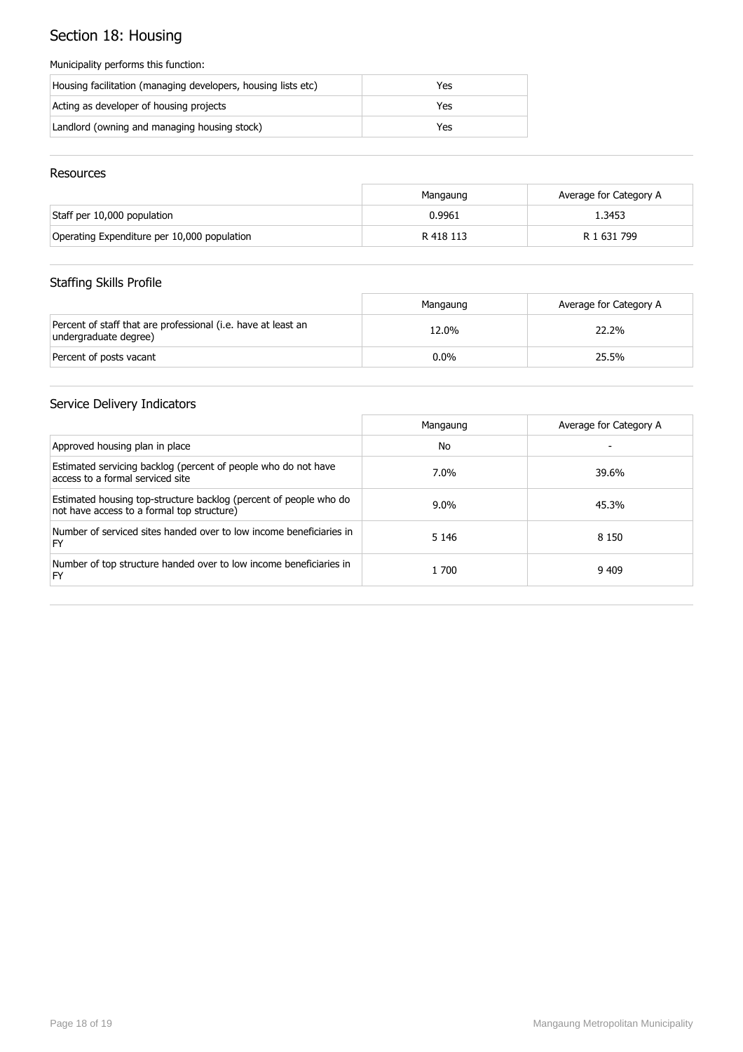# Section 18: Housing

Municipality performs this function:

| | |
|---|---|
| Housing facilitation (managing developers, housing lists etc) | Yes |
| Acting as developer of housing projects | Yes |
| Landlord (owning and managing housing stock) | Yes |

## Resources

| | Mangaung | Average for Category A |
|---|---|---|
| Staff per 10,000 population | 0.9961 | 1.3453 |
| Operating Expenditure per 10,000 population | R 418 113 | R 1 631 799 |

## Staffing Skills Profile

| | Mangaung | Average for Category A |
|---|---|---|
| Percent of staff that are professional (i.e. have at least an undergraduate degree) | 12.0% | 22.2% |
| Percent of posts vacant | 0.0% | 25.5% |

## Service Delivery Indicators

| | Mangaung | Average for Category A |
|---|---|---|
| Approved housing plan in place | No | - |
| Estimated servicing backlog (percent of people who do not have access to a formal serviced site | 7.0% | 39.6% |
| Estimated housing top-structure backlog (percent of people who do not have access to a formal top structure) | 9.0% | 45.3% |
| Number of serviced sites handed over to low income beneficiaries in FY | 5 146 | 8 150 |
| Number of top structure handed over to low income beneficiaries in FY | 1 700 | 9 409 |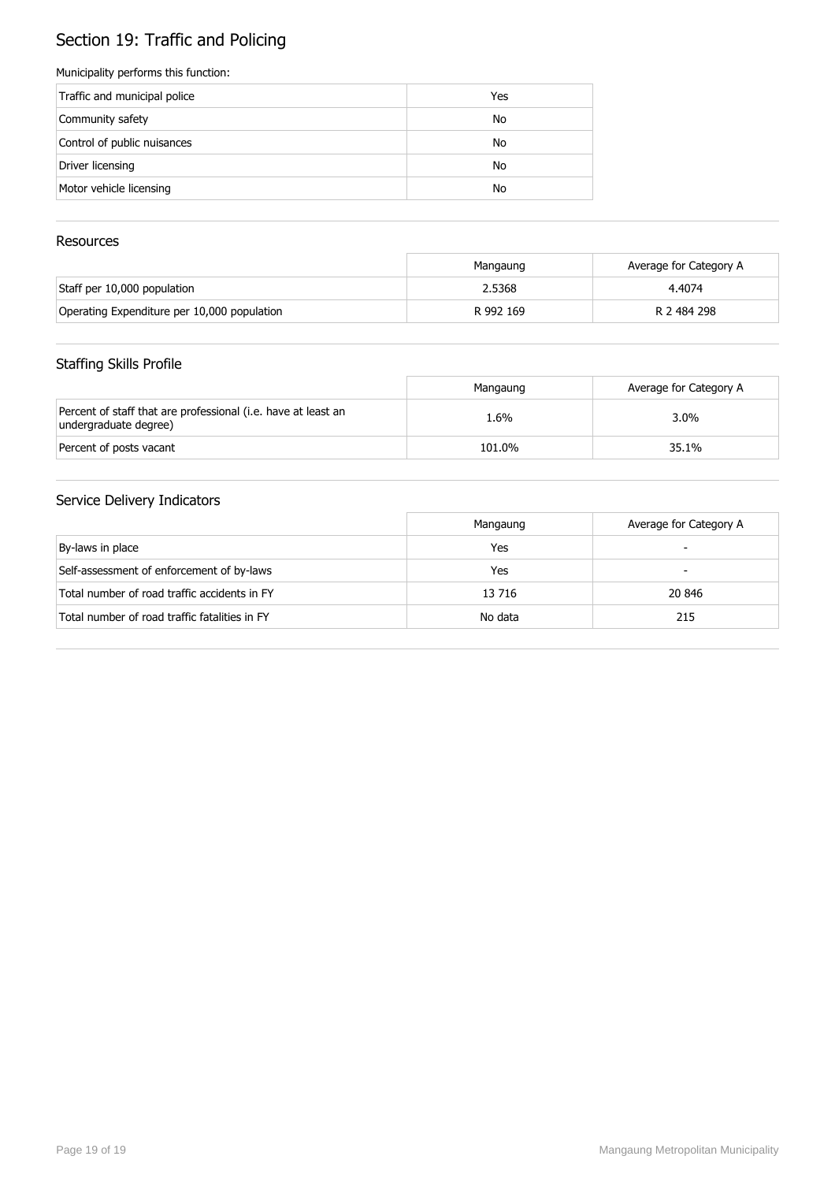# Section 19: Traffic and Policing

Municipality performs this function:

| | |
|---|---|
| Traffic and municipal police | Yes |
| Community safety | No |
| Control of public nuisances | No |
| Driver licensing | No |
| Motor vehicle licensing | No |

## Resources

| | Mangaung | Average for Category A |
|---|---|---|
| Staff per 10,000 population | 2.5368 | 4.4074 |
| Operating Expenditure per 10,000 population | R 992 169 | R 2 484 298 |

## Staffing Skills Profile

| | Mangaung | Average for Category A |
|---|---|---|
| Percent of staff that are professional (i.e. have at least an undergraduate degree) | 1.6% | 3.0% |
| Percent of posts vacant | 101.0% | 35.1% |

## Service Delivery Indicators

| | Mangaung | Average for Category A |
|---|---|---|
| By-laws in place | Yes | - |
| Self-assessment of enforcement of by-laws | Yes | - |
| Total number of road traffic accidents in FY | 13 716 | 20 846 |
| Total number of road traffic fatalities in FY | No data | 215 |